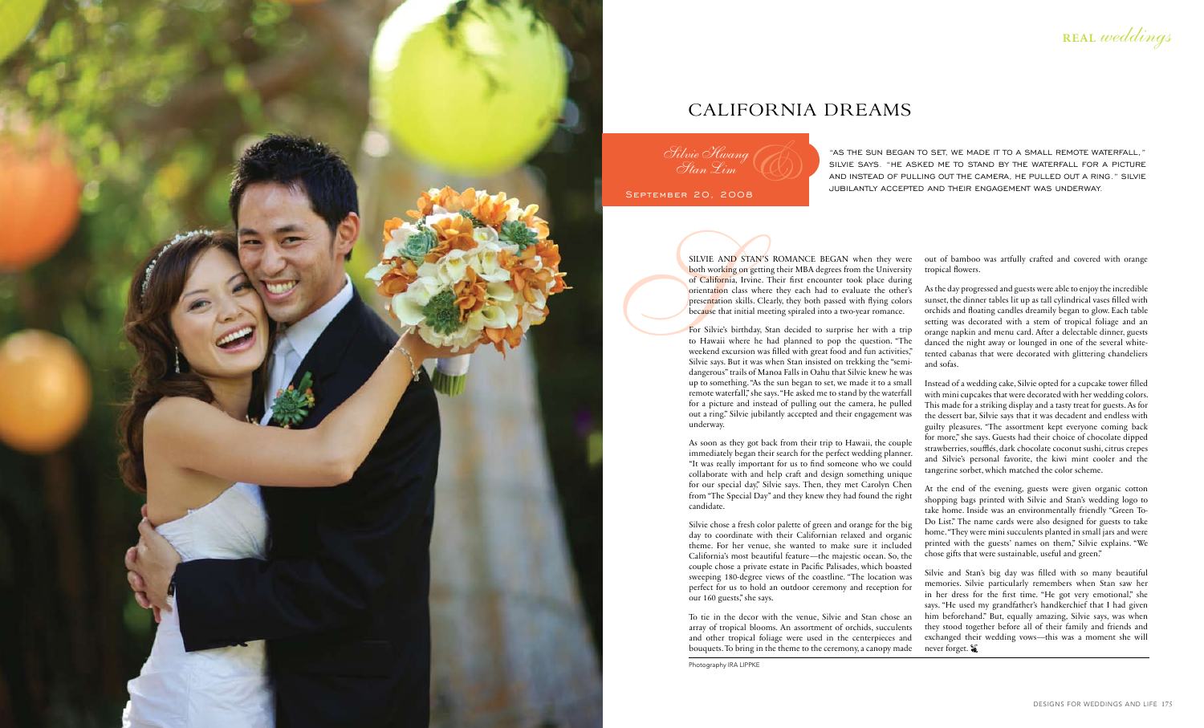# CALIFORNIA DREAMS

*Silvie Hwang & Stan Lim*

September 20, 2008

"AS THE SUN BEGAN TO SET, WE MADE IT TO A SMALL REMOTE WATERFALL," SILVIE SAYS. "HE ASKED ME TO STAND BY THE WATERFALL FOR A PICTURE AND INSTEAD OF PULLING OUT THE CAMERA, HE PULLED OUT A RING." SILVIE JUBILANTLY ACCEPTED AND THEIR ENGAGEMENT WAS UNDERWAY.

SILVIE AND STAN'S ROMANCE BEGAN when they were both working on getting their MBA degrees from the University of California, Irvine. Their first encounter took place during orientation class where they each had to evaluate the other's presentation skills. Clearly, they both passed with flying colors because that initial meeting spiraled into a two-year romance.

For Silvie's birthday, Stan decided to surprise her with a trip to Hawaii where he had planned to pop the question. "The weekend excursion was filled with great food and fun activities," Silvie says. But it was when Stan insisted on trekking the "semi-dangerous" trails of Manoa Falls in Oahu that Silvie knew he was up to something. "As the sun began to set, we made it to a small remote waterfall," she says. "He asked me to stand by the waterfall for a picture and instead of pulling out the camera, he pulled out a ring." Silvie jubilantly accepted and their engagement was underway.

As soon as they got back from their trip to Hawaii, the couple immediately began their search for the perfect wedding planner. "It was really important for us to find someone who we could collaborate with and help craft and design something unique for our special day," Silvie says. Then, they met Carolyn Chen from "The Special Day" and they knew they had found the right candidate.

Silvie chose a fresh color palette of green and orange for the big day to coordinate with their Californian relaxed and organic theme. For her venue, she wanted to make sure it included California's most beautiful feature—the majestic ocean. So, the couple chose a private estate in Pacific Palisades, which boasted sweeping 180-degree views of the coastline. "The location was perfect for us to hold an outdoor ceremony and reception for our 160 guests," she says.

To tie in the decor with the venue, Silvie and Stan chose an array of tropical blooms. An assortment of orchids, succulents and other tropical foliage were used in the centerpieces and bouquets. To bring in the theme to the ceremony, a canopy made out of bamboo was artfully crafted and covered with orange tropical flowers.

As the day progressed and guests were able to enjoy the incredible sunset, the dinner tables lit up as tall cylindrical vases filled with orchids and floating candles dreamily began to glow. Each table setting was decorated with a stem of tropical foliage and an orange napkin and menu card. After a delectable dinner, guests danced the night away or lounged in one of the several white-tented cabanas that were decorated with glittering chandeliers and sofas.

Instead of a wedding cake, Silvie opted for a cupcake tower filled with mini cupcakes that were decorated with her wedding colors. This made for a striking display and a tasty treat for guests. As for the dessert bar, Silvie says that it was decadent and endless with guilty pleasures. "The assortment kept everyone coming back for more," she says. Guests had their choice of chocolate dipped strawberries, soufflés, dark chocolate coconut sushi, citrus crepes and Silvie's personal favorite, the kiwi mint cooler and the tangerine sorbet, which matched the color scheme.

At the end of the evening, guests were given organic cotton shopping bags printed with Silvie and Stan's wedding logo to take home. Inside was an environmentally friendly "Green To-Do List." The name cards were also designed for guests to take home. "They were mini succulents planted in small jars and were printed with the guests' names on them," Silvie explains. "We chose gifts that were sustainable, useful and green."

Silvie and Stan's big day was filled with so many beautiful memories. Silvie particularly remembers when Stan saw her in her dress for the first time. "He got very emotional," she says. "He used my grandfather's handkerchief that I had given him beforehand." But, equally amazing, Silvie says, was when they stood together before all of their family and friends and exchanged their wedding vows—this was a moment she will never forget.

Photography IRA LIPPKE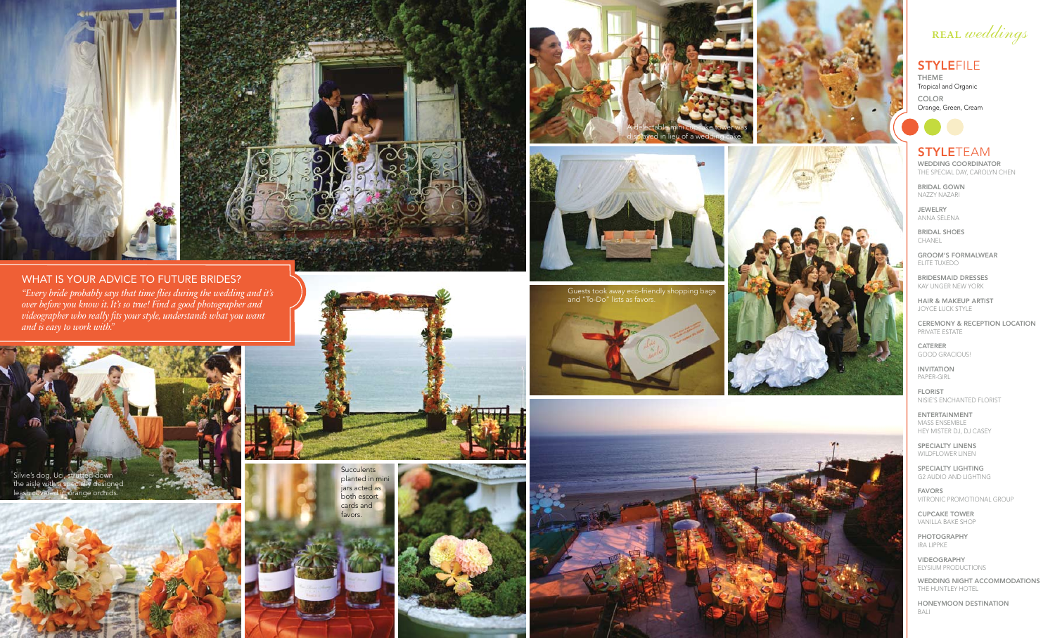## WHAT IS YOUR ADVICE TO FUTURE BRIDES?

*"Every bride probably says that time flies during the wedding and it's over before you know it. It's so true! Find a good photographer and videographer who really fits your style, understands what you want and is easy to work with."*

A delectable mini cupcake tower was displayed in lieu of a wedding cake.

Guests took away eco-friendly shopping bags and "To-Do" lists as favors.

Silvie's dog, Uci, strutted down the aisle with a specially designed leash covered in orange orchids.

Succulents planted in mini jars acted as both escort cards and favors.

REAL *weddings*

## STYLEFILE

**THEME**
Tropical and Organic

**COLOR**
Orange, Green, Cream

## STYLETEAM

**WEDDING COORDINATOR**
THE SPECIAL DAY, CAROLYN CHEN

**BRIDAL GOWN**
NAZZY NAZARI

**JEWELRY**
ANNA SELENA

**BRIDAL SHOES**
CHANEL

**GROOM'S FORMALWEAR**
ELITE TUXEDO

**BRIDESMAID DRESSES**
KAY UNGER NEW YORK

**HAIR & MAKEUP ARTIST**
JOYCE LUCK STYLE

**CEREMONY & RECEPTION LOCATION**
PRIVATE ESTATE

**CATERER**
GOOD GRACIOUS!

**INVITATION**
PAPER-GIRL

**FLORIST**
NISIE'S ENCHANTED FLORIST

**ENTERTAINMENT**
MASS ENSEMBLE
HEY MISTER DJ, DJ CASEY

**SPECIALTY LINENS**
WILDFLOWER LINEN

**SPECIALTY LIGHTING**
G2 AUDIO AND LIGHTING

**FAVORS**
VITRONIC PROMOTIONAL GROUP

**CUPCAKE TOWER**
VANILLA BAKE SHOP

**PHOTOGRAPHY**
IRA LIPPKE

**VIDEOGRAPHY**
ELYSIUM PRODUCTIONS

**WEDDING NIGHT ACCOMMODATIONS**
THE HUNTLEY HOTEL

**HONEYMOON DESTINATION**
BALI